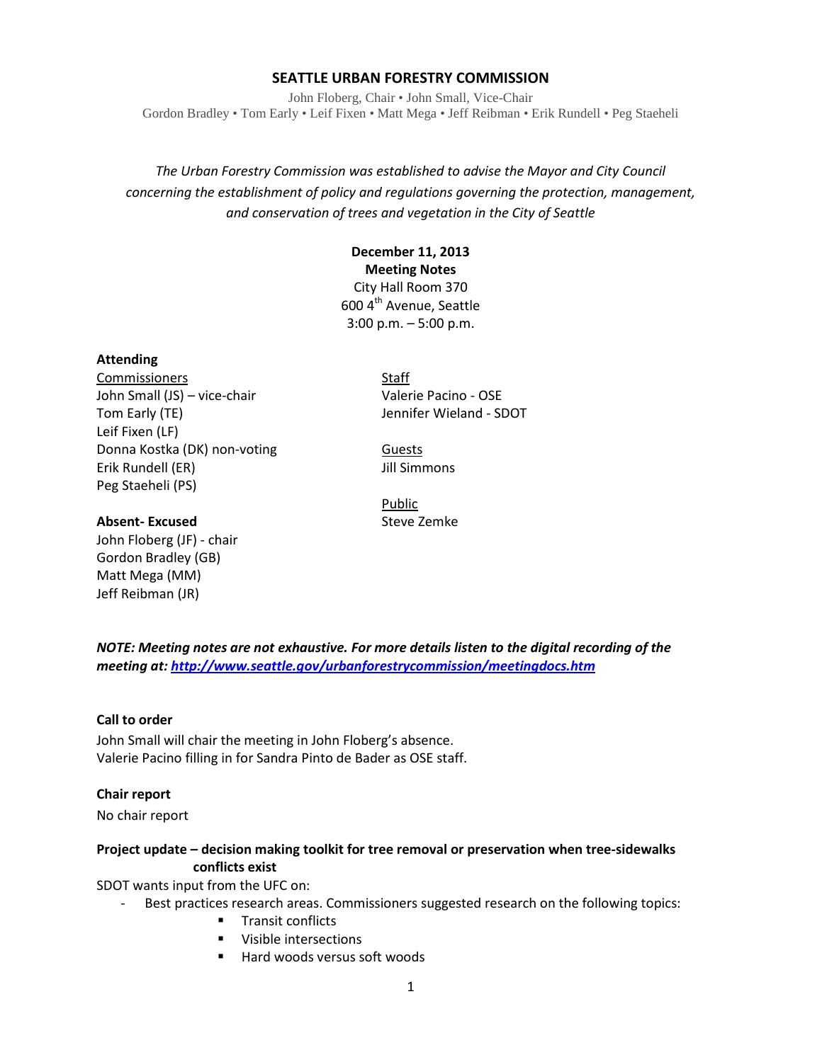# SEATTLE URBAN FORESTRY COMMISSION

John Floberg, Chair • John Small, Vice-Chair
Gordon Bradley • Tom Early • Leif Fixen • Matt Mega • Jeff Reibman • Erik Rundell • Peg Staeheli

*The Urban Forestry Commission was established to advise the Mayor and City Council concerning the establishment of policy and regulations governing the protection, management, and conservation of trees and vegetation in the City of Seattle*

**December 11, 2013**
**Meeting Notes**
City Hall Room 370
600 4th Avenue, Seattle
3:00 p.m. – 5:00 p.m.

**Attending**

Commissioners
John Small (JS) – vice-chair
Tom Early (TE)
Leif Fixen (LF)
Donna Kostka (DK) non-voting
Erik Rundell (ER)
Peg Staeheli (PS)

Staff
Valerie Pacino - OSE
Jennifer Wieland - SDOT

Guests
Jill Simmons

Public
Steve Zemke

**Absent- Excused**
John Floberg (JF) - chair
Gordon Bradley (GB)
Matt Mega (MM)
Jeff Reibman (JR)

***NOTE: Meeting notes are not exhaustive. For more details listen to the digital recording of the meeting at: http://www.seattle.gov/urbanforestrycommission/meetingdocs.htm***

**Call to order**

John Small will chair the meeting in John Floberg's absence.
Valerie Pacino filling in for Sandra Pinto de Bader as OSE staff.

**Chair report**

No chair report

**Project update – decision making toolkit for tree removal or preservation when tree-sidewalks conflicts exist**

SDOT wants input from the UFC on:

- Best practices research areas. Commissioners suggested research on the following topics:
  - Transit conflicts
  - Visible intersections
  - Hard woods versus soft woods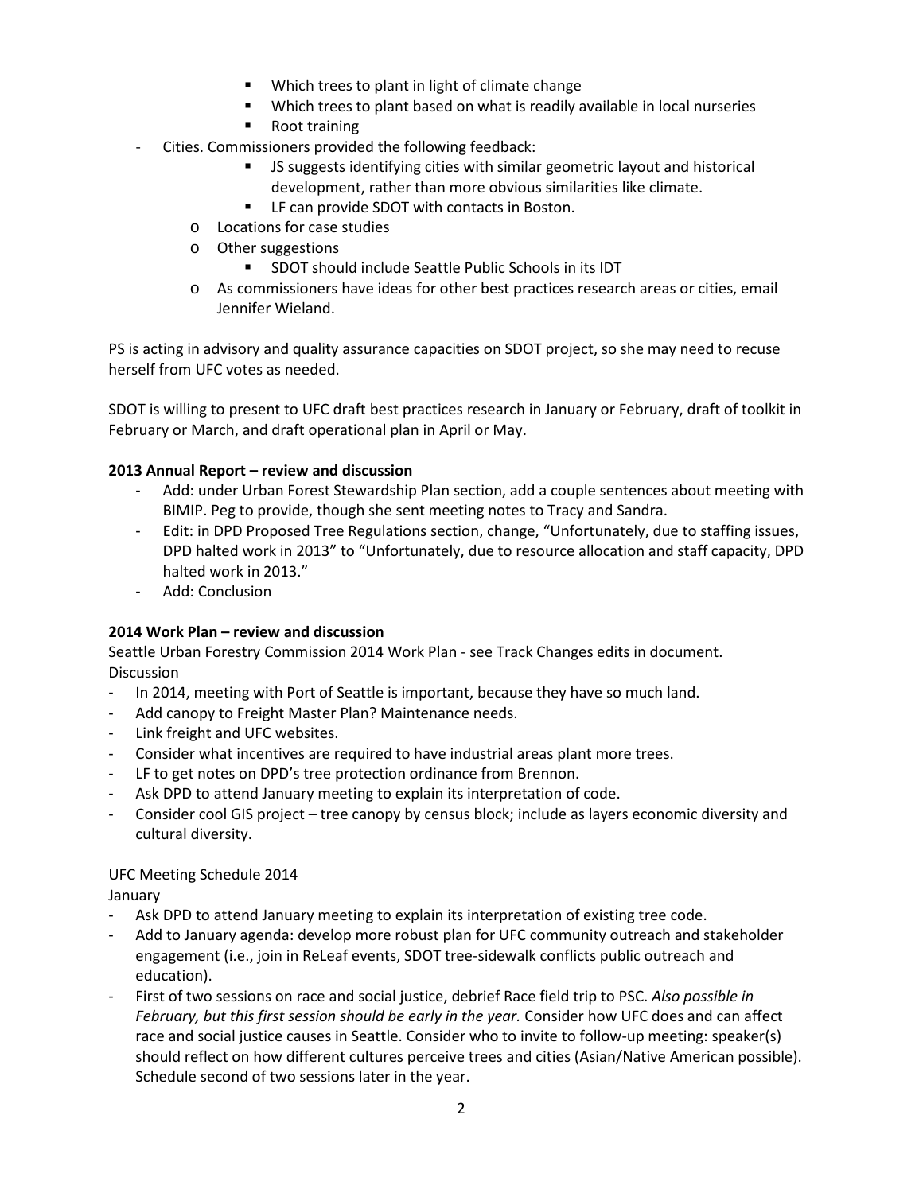- Which trees to plant in light of climate change
      - Which trees to plant based on what is readily available in local nurseries
      - Root training
- Cities. Commissioners provided the following feedback:
      - JS suggests identifying cities with similar geometric layout and historical development, rather than more obvious similarities like climate.
      - LF can provide SDOT with contacts in Boston.
   - Locations for case studies
   - Other suggestions
      - SDOT should include Seattle Public Schools in its IDT
   - As commissioners have ideas for other best practices research areas or cities, email Jennifer Wieland.

PS is acting in advisory and quality assurance capacities on SDOT project, so she may need to recuse herself from UFC votes as needed.

SDOT is willing to present to UFC draft best practices research in January or February, draft of toolkit in February or March, and draft operational plan in April or May.

**2013 Annual Report – review and discussion**

- Add: under Urban Forest Stewardship Plan section, add a couple sentences about meeting with BIMIP. Peg to provide, though she sent meeting notes to Tracy and Sandra.
- Edit: in DPD Proposed Tree Regulations section, change, "Unfortunately, due to staffing issues, DPD halted work in 2013" to "Unfortunately, due to resource allocation and staff capacity, DPD halted work in 2013."
- Add: Conclusion

**2014 Work Plan – review and discussion**

Seattle Urban Forestry Commission 2014 Work Plan - see Track Changes edits in document.
Discussion

- In 2014, meeting with Port of Seattle is important, because they have so much land.
- Add canopy to Freight Master Plan? Maintenance needs.
- Link freight and UFC websites.
- Consider what incentives are required to have industrial areas plant more trees.
- LF to get notes on DPD's tree protection ordinance from Brennon.
- Ask DPD to attend January meeting to explain its interpretation of code.
- Consider cool GIS project – tree canopy by census block; include as layers economic diversity and cultural diversity.

UFC Meeting Schedule 2014

January

- Ask DPD to attend January meeting to explain its interpretation of existing tree code.
- Add to January agenda: develop more robust plan for UFC community outreach and stakeholder engagement (i.e., join in ReLeaf events, SDOT tree-sidewalk conflicts public outreach and education).
- First of two sessions on race and social justice, debrief Race field trip to PSC. *Also possible in February, but this first session should be early in the year.* Consider how UFC does and can affect race and social justice causes in Seattle. Consider who to invite to follow-up meeting: speaker(s) should reflect on how different cultures perceive trees and cities (Asian/Native American possible). Schedule second of two sessions later in the year.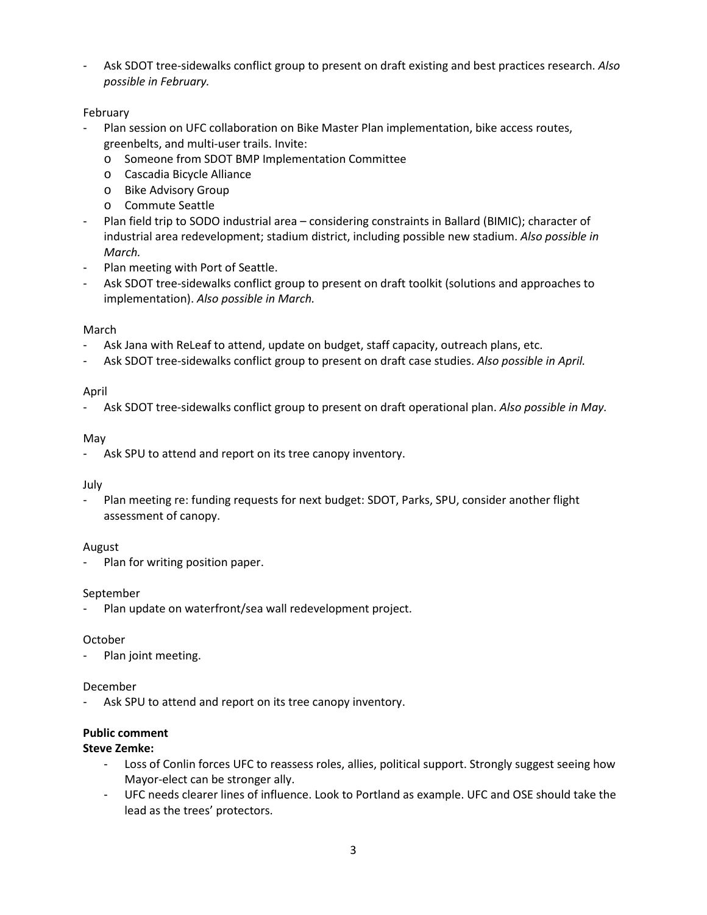- Ask SDOT tree-sidewalks conflict group to present on draft existing and best practices research. *Also possible in February.*

February

- Plan session on UFC collaboration on Bike Master Plan implementation, bike access routes, greenbelts, and multi-user trails. Invite:
  - Someone from SDOT BMP Implementation Committee
  - Cascadia Bicycle Alliance
  - Bike Advisory Group
  - Commute Seattle
- Plan field trip to SODO industrial area – considering constraints in Ballard (BIMIC); character of industrial area redevelopment; stadium district, including possible new stadium. *Also possible in March.*
- Plan meeting with Port of Seattle.
- Ask SDOT tree-sidewalks conflict group to present on draft toolkit (solutions and approaches to implementation). *Also possible in March.*

March

- Ask Jana with ReLeaf to attend, update on budget, staff capacity, outreach plans, etc.
- Ask SDOT tree-sidewalks conflict group to present on draft case studies. *Also possible in April.*

April

- Ask SDOT tree-sidewalks conflict group to present on draft operational plan. *Also possible in May.*

May

- Ask SPU to attend and report on its tree canopy inventory.

July

- Plan meeting re: funding requests for next budget: SDOT, Parks, SPU, consider another flight assessment of canopy.

August

- Plan for writing position paper.

September

- Plan update on waterfront/sea wall redevelopment project.

October

- Plan joint meeting.

December

- Ask SPU to attend and report on its tree canopy inventory.

**Public comment**

**Steve Zemke:**

- Loss of Conlin forces UFC to reassess roles, allies, political support. Strongly suggest seeing how Mayor-elect can be stronger ally.
- UFC needs clearer lines of influence. Look to Portland as example. UFC and OSE should take the lead as the trees' protectors.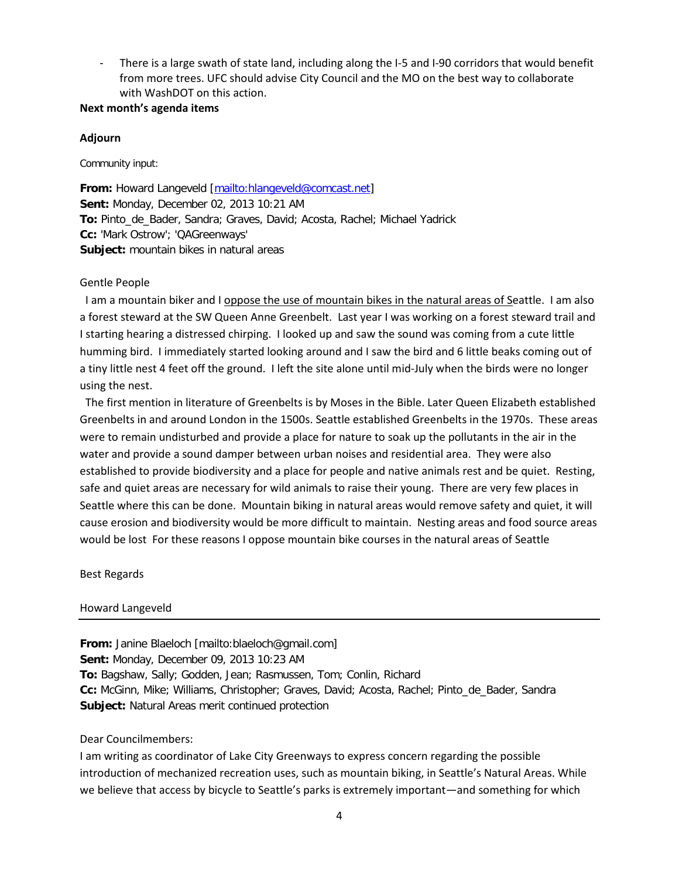- There is a large swath of state land, including along the I-5 and I-90 corridors that would benefit from more trees. UFC should advise City Council and the MO on the best way to collaborate with WashDOT on this action.

**Next month's agenda items**

**Adjourn**

Community input:

**From:** Howard Langeveld [mailto:hlangeveld@comcast.net]
**Sent:** Monday, December 02, 2013 10:21 AM
**To:** Pinto_de_Bader, Sandra; Graves, David; Acosta, Rachel; Michael Yadrick
**Cc:** 'Mark Ostrow'; 'QAGreenways'
**Subject:** mountain bikes in natural areas

Gentle People

I am a mountain biker and I oppose the use of mountain bikes in the natural areas of Seattle. I am also a forest steward at the SW Queen Anne Greenbelt. Last year I was working on a forest steward trail and I starting hearing a distressed chirping. I looked up and saw the sound was coming from a cute little humming bird. I immediately started looking around and I saw the bird and 6 little beaks coming out of a tiny little nest 4 feet off the ground. I left the site alone until mid-July when the birds were no longer using the nest.

The first mention in literature of Greenbelts is by Moses in the Bible. Later Queen Elizabeth established Greenbelts in and around London in the 1500s. Seattle established Greenbelts in the 1970s. These areas were to remain undisturbed and provide a place for nature to soak up the pollutants in the air in the water and provide a sound damper between urban noises and residential area. They were also established to provide biodiversity and a place for people and native animals rest and be quiet. Resting, safe and quiet areas are necessary for wild animals to raise their young. There are very few places in Seattle where this can be done. Mountain biking in natural areas would remove safety and quiet, it will cause erosion and biodiversity would be more difficult to maintain. Nesting areas and food source areas would be lost For these reasons I oppose mountain bike courses in the natural areas of Seattle

Best Regards

Howard Langeveld

---

**From:** Janine Blaeloch [mailto:blaeloch@gmail.com]
**Sent:** Monday, December 09, 2013 10:23 AM
**To:** Bagshaw, Sally; Godden, Jean; Rasmussen, Tom; Conlin, Richard
**Cc:** McGinn, Mike; Williams, Christopher; Graves, David; Acosta, Rachel; Pinto_de_Bader, Sandra
**Subject:** Natural Areas merit continued protection

Dear Councilmembers:

I am writing as coordinator of Lake City Greenways to express concern regarding the possible introduction of mechanized recreation uses, such as mountain biking, in Seattle's Natural Areas. While we believe that access by bicycle to Seattle's parks is extremely important—and something for which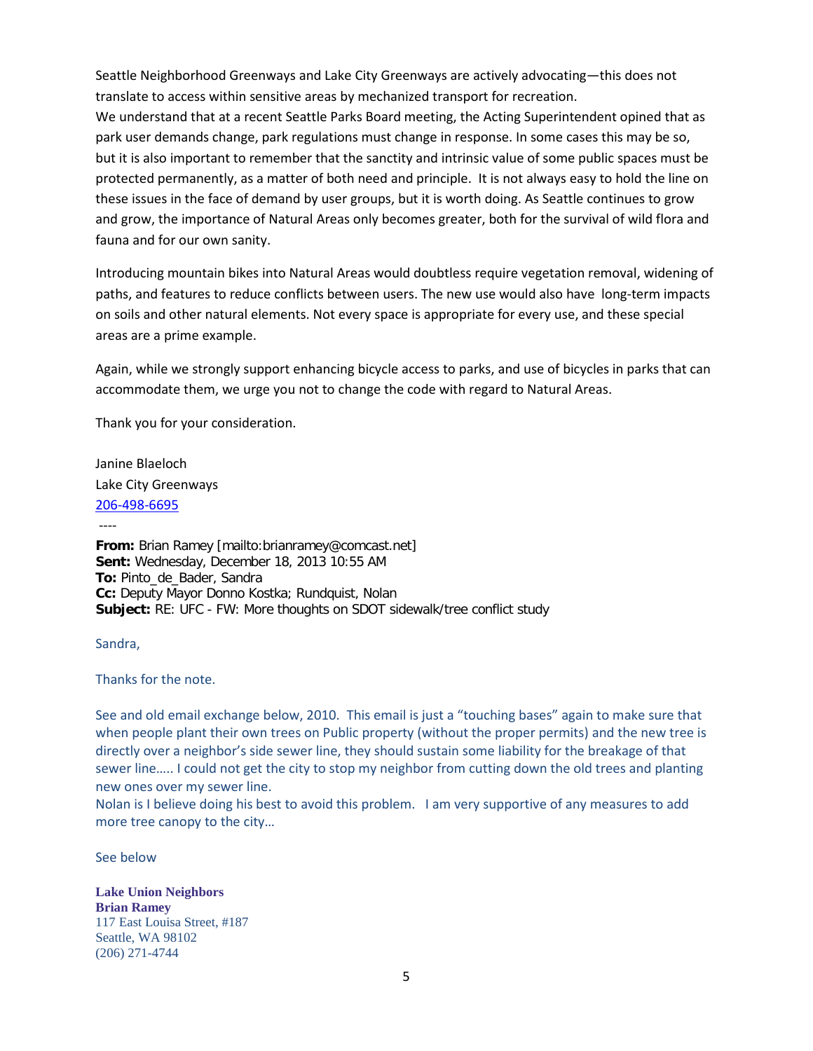Seattle Neighborhood Greenways and Lake City Greenways are actively advocating—this does not translate to access within sensitive areas by mechanized transport for recreation.
We understand that at a recent Seattle Parks Board meeting, the Acting Superintendent opined that as park user demands change, park regulations must change in response. In some cases this may be so, but it is also important to remember that the sanctity and intrinsic value of some public spaces must be protected permanently, as a matter of both need and principle.  It is not always easy to hold the line on these issues in the face of demand by user groups, but it is worth doing. As Seattle continues to grow and grow, the importance of Natural Areas only becomes greater, both for the survival of wild flora and fauna and for our own sanity.

Introducing mountain bikes into Natural Areas would doubtless require vegetation removal, widening of paths, and features to reduce conflicts between users. The new use would also have  long-term impacts on soils and other natural elements. Not every space is appropriate for every use, and these special areas are a prime example.

Again, while we strongly support enhancing bicycle access to parks, and use of bicycles in parks that can accommodate them, we urge you not to change the code with regard to Natural Areas.

Thank you for your consideration.

Janine Blaeloch
Lake City Greenways
206-498-6695
 ----

**From:** Brian Ramey [mailto:brianramey@comcast.net]
**Sent:** Wednesday, December 18, 2013 10:55 AM
**To:** Pinto_de_Bader, Sandra
**Cc:** Deputy Mayor Donno Kostka; Rundquist, Nolan
**Subject:** RE: UFC - FW: More thoughts on SDOT sidewalk/tree conflict study

Sandra,

Thanks for the note.

See and old email exchange below, 2010.  This email is just a "touching bases" again to make sure that when people plant their own trees on Public property (without the proper permits) and the new tree is directly over a neighbor's side sewer line, they should sustain some liability for the breakage of that sewer line….. I could not get the city to stop my neighbor from cutting down the old trees and planting new ones over my sewer line.
Nolan is I believe doing his best to avoid this problem.   I am very supportive of any measures to add more tree canopy to the city…

See below

**Lake Union Neighbors**
**Brian Ramey**
117 East Louisa Street, #187
Seattle, WA 98102
(206) 271-4744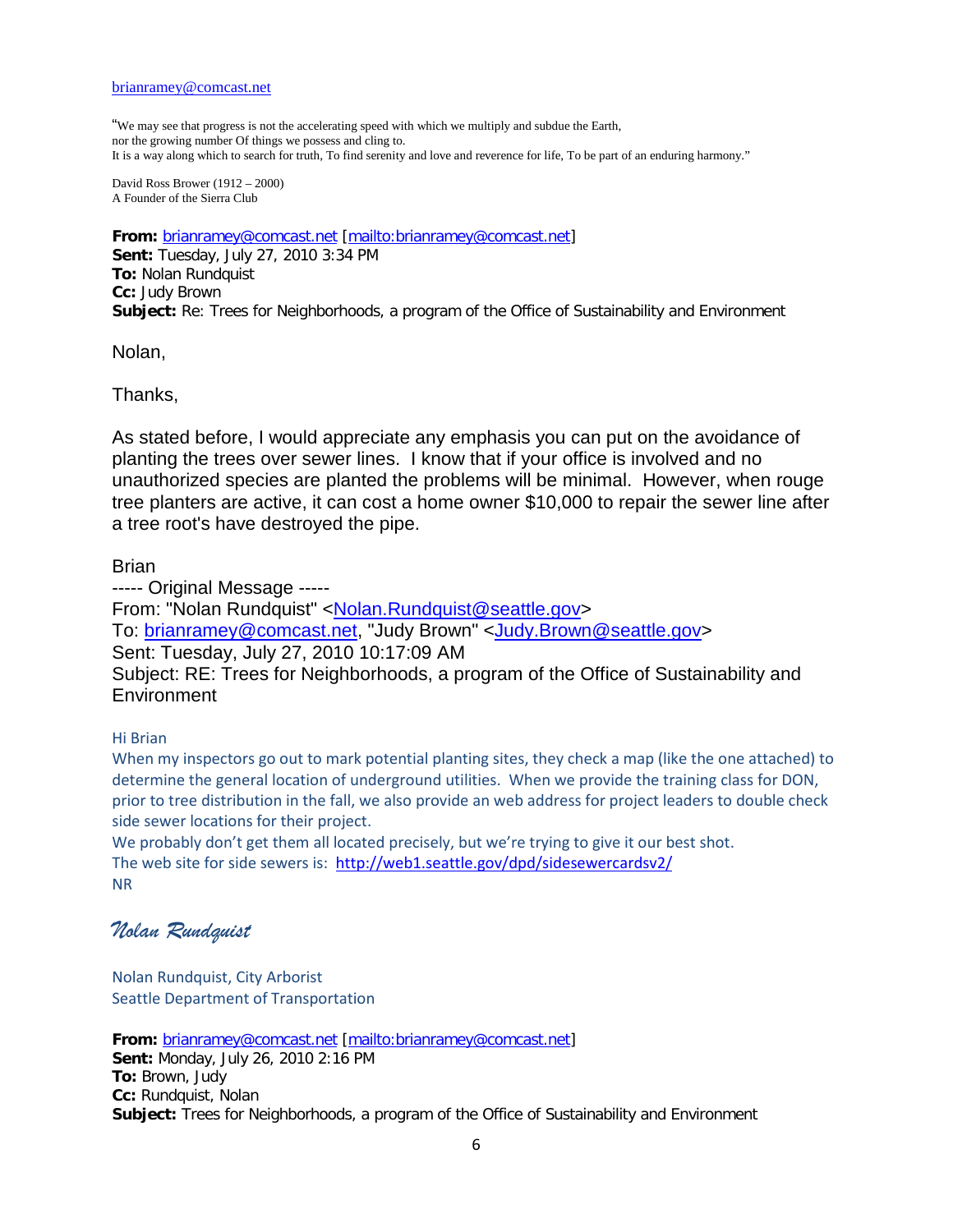brianramey@comcast.net

"We may see that progress is not the accelerating speed with which we multiply and subdue the Earth,
nor the growing number Of things we possess and cling to.
It is a way along which to search for truth, To find serenity and love and reverence for life, To be part of an enduring harmony."

David Ross Brower (1912 – 2000)
A Founder of the Sierra Club

**From:** brianramey@comcast.net [mailto:brianramey@comcast.net]
**Sent:** Tuesday, July 27, 2010 3:34 PM
**To:** Nolan Rundquist
**Cc:** Judy Brown
**Subject:** Re: Trees for Neighborhoods, a program of the Office of Sustainability and Environment

Nolan,

Thanks,

As stated before, I would appreciate any emphasis you can put on the avoidance of planting the trees over sewer lines. I know that if your office is involved and no unauthorized species are planted the problems will be minimal. However, when rouge tree planters are active, it can cost a home owner $10,000 to repair the sewer line after a tree root's have destroyed the pipe.

Brian

----- Original Message -----
From: "Nolan Rundquist" <Nolan.Rundquist@seattle.gov>
To: brianramey@comcast.net, "Judy Brown" <Judy.Brown@seattle.gov>
Sent: Tuesday, July 27, 2010 10:17:09 AM
Subject: RE: Trees for Neighborhoods, a program of the Office of Sustainability and Environment

Hi Brian
When my inspectors go out to mark potential planting sites, they check a map (like the one attached) to determine the general location of underground utilities. When we provide the training class for DON, prior to tree distribution in the fall, we also provide an web address for project leaders to double check side sewer locations for their project.
We probably don't get them all located precisely, but we're trying to give it our best shot.
The web site for side sewers is: http://web1.seattle.gov/dpd/sidesewercardsv2/
NR

*Nolan Rundquist*

Nolan Rundquist, City Arborist
Seattle Department of Transportation

**From:** brianramey@comcast.net [mailto:brianramey@comcast.net]
**Sent:** Monday, July 26, 2010 2:16 PM
**To:** Brown, Judy
**Cc:** Rundquist, Nolan
**Subject:** Trees for Neighborhoods, a program of the Office of Sustainability and Environment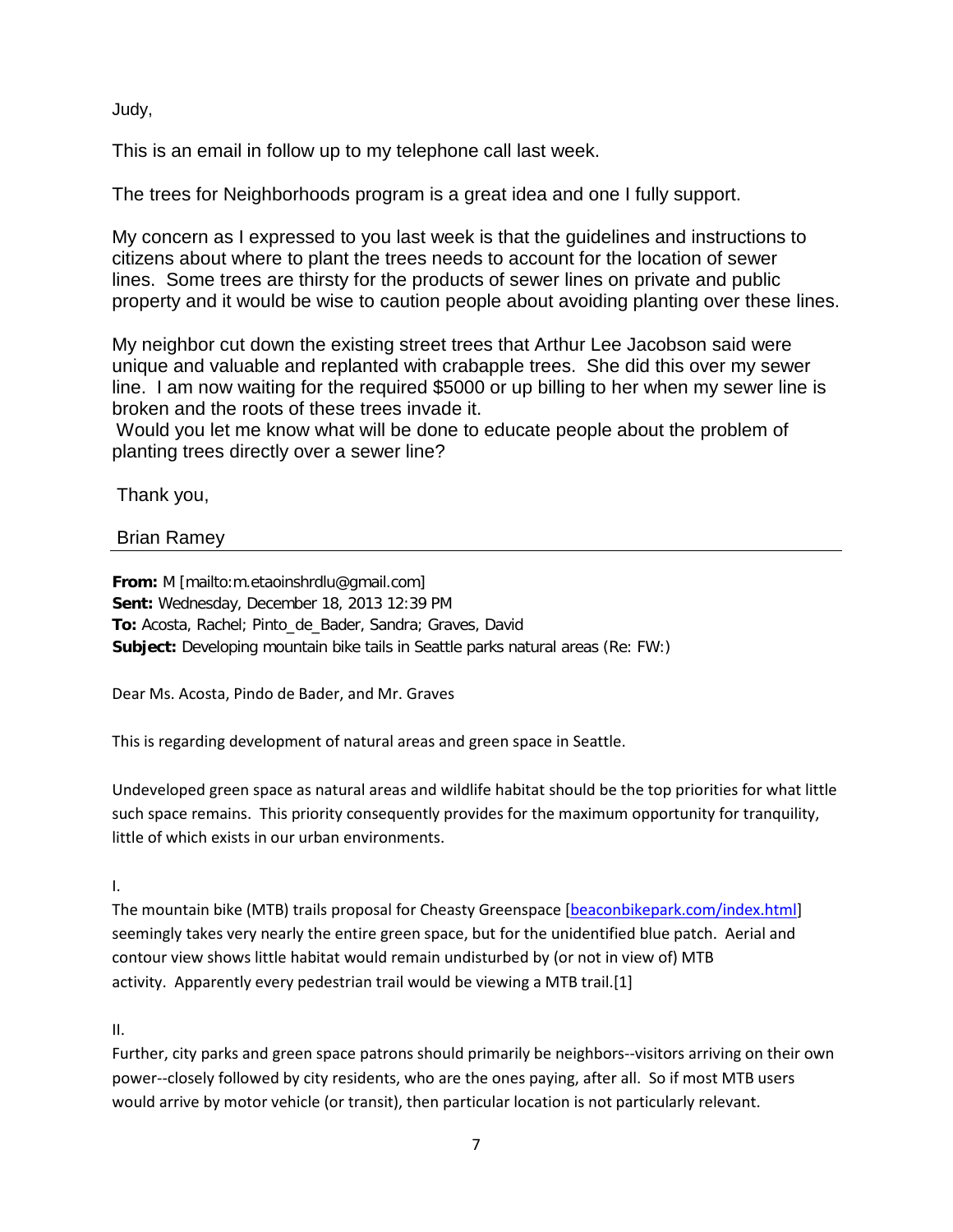Judy,

This is an email in follow up to my telephone call last week.

The trees for Neighborhoods program is a great idea and one I fully support.

My concern as I expressed to you last week is that the guidelines and instructions to citizens about where to plant the trees needs to account for the location of sewer lines. Some trees are thirsty for the products of sewer lines on private and public property and it would be wise to caution people about avoiding planting over these lines.

My neighbor cut down the existing street trees that Arthur Lee Jacobson said were unique and valuable and replanted with crabapple trees. She did this over my sewer line. I am now waiting for the required $5000 or up billing to her when my sewer line is broken and the roots of these trees invade it.
Would you let me know what will be done to educate people about the problem of planting trees directly over a sewer line?

Thank you,

Brian Ramey

---

**From:** M [mailto:m.etaoinshrdlu@gmail.com]
**Sent:** Wednesday, December 18, 2013 12:39 PM
**To:** Acosta, Rachel; Pinto_de_Bader, Sandra; Graves, David
**Subject:** Developing mountain bike tails in Seattle parks natural areas (Re: FW:)

Dear Ms. Acosta, Pindo de Bader, and Mr. Graves

This is regarding development of natural areas and green space in Seattle.

Undeveloped green space as natural areas and wildlife habitat should be the top priorities for what little such space remains. This priority consequently provides for the maximum opportunity for tranquility, little of which exists in our urban environments.

I.
The mountain bike (MTB) trails proposal for Cheasty Greenspace [beaconbikepark.com/index.html] seemingly takes very nearly the entire green space, but for the unidentified blue patch. Aerial and contour view shows little habitat would remain undisturbed by (or not in view of) MTB activity. Apparently every pedestrian trail would be viewing a MTB trail.[1]

II.
Further, city parks and green space patrons should primarily be neighbors--visitors arriving on their own power--closely followed by city residents, who are the ones paying, after all. So if most MTB users would arrive by motor vehicle (or transit), then particular location is not particularly relevant.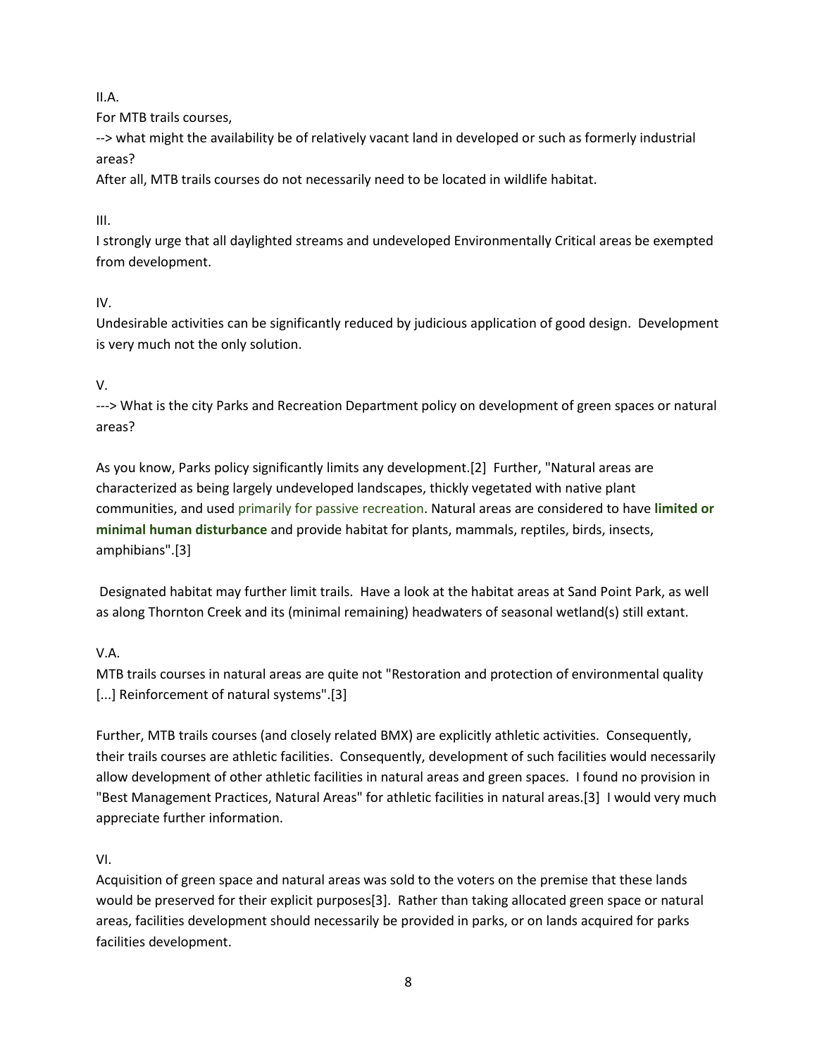II.A.

For MTB trails courses,

--> what might the availability be of relatively vacant land in developed or such as formerly industrial areas?

After all, MTB trails courses do not necessarily need to be located in wildlife habitat.

III.

I strongly urge that all daylighted streams and undeveloped Environmentally Critical areas be exempted from development.

IV.

Undesirable activities can be significantly reduced by judicious application of good design. Development is very much not the only solution.

V.

---> What is the city Parks and Recreation Department policy on development of green spaces or natural areas?

As you know, Parks policy significantly limits any development.[2] Further, "Natural areas are characterized as being largely undeveloped landscapes, thickly vegetated with native plant communities, and used primarily for passive recreation. Natural areas are considered to have **limited or minimal human disturbance** and provide habitat for plants, mammals, reptiles, birds, insects, amphibians".[3]

Designated habitat may further limit trails. Have a look at the habitat areas at Sand Point Park, as well as along Thornton Creek and its (minimal remaining) headwaters of seasonal wetland(s) still extant.

V.A.

MTB trails courses in natural areas are quite not "Restoration and protection of environmental quality [...] Reinforcement of natural systems".[3]

Further, MTB trails courses (and closely related BMX) are explicitly athletic activities. Consequently, their trails courses are athletic facilities. Consequently, development of such facilities would necessarily allow development of other athletic facilities in natural areas and green spaces. I found no provision in "Best Management Practices, Natural Areas" for athletic facilities in natural areas.[3] I would very much appreciate further information.

VI.

Acquisition of green space and natural areas was sold to the voters on the premise that these lands would be preserved for their explicit purposes[3]. Rather than taking allocated green space or natural areas, facilities development should necessarily be provided in parks, or on lands acquired for parks facilities development.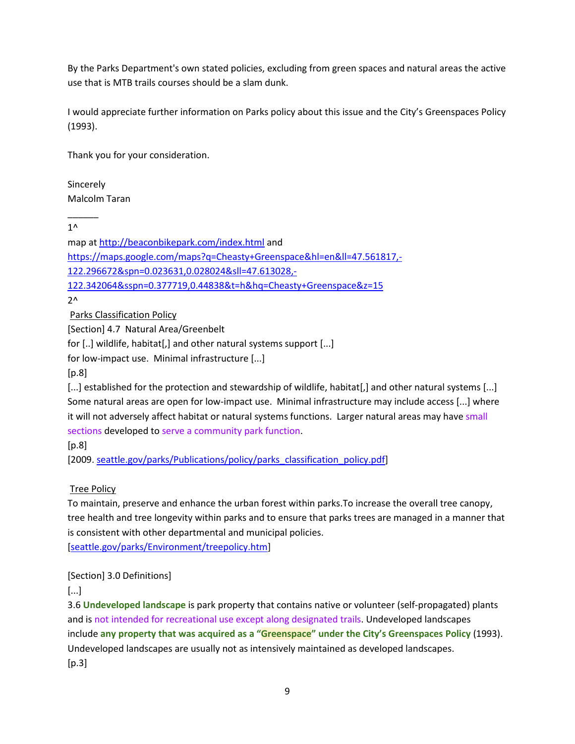By the Parks Department's own stated policies, excluding from green spaces and natural areas the active use that is MTB trails courses should be a slam dunk.

I would appreciate further information on Parks policy about this issue and the City's Greenspaces Policy (1993).

Thank you for your consideration.

Sincerely
Malcolm Taran

______

1^
map at http://beaconbikepark.com/index.html and
https://maps.google.com/maps?q=Cheasty+Greenspace&hl=en&ll=47.561817,-122.296672&spn=0.023631,0.028024&sll=47.613028,-122.342064&sspn=0.377719,0.44838&t=h&hq=Cheasty+Greenspace&z=15

2^
Parks Classification Policy
[Section] 4.7 Natural Area/Greenbelt
for [..] wildlife, habitat[,] and other natural systems support [...]
for low-impact use. Minimal infrastructure [...]
[p.8]
[...] established for the protection and stewardship of wildlife, habitat[,] and other natural systems [...] Some natural areas are open for low-impact use. Minimal infrastructure may include access [...] where it will not adversely affect habitat or natural systems functions. Larger natural areas may have small sections developed to serve a community park function.
[p.8]
[2009. seattle.gov/parks/Publications/policy/parks_classification_policy.pdf]

Tree Policy
To maintain, preserve and enhance the urban forest within parks.To increase the overall tree canopy, tree health and tree longevity within parks and to ensure that parks trees are managed in a manner that is consistent with other departmental and municipal policies.
[seattle.gov/parks/Environment/treepolicy.htm]

[Section] 3.0 Definitions]
[...]
3.6 **Undeveloped landscape** is park property that contains native or volunteer (self-propagated) plants and is not intended for recreational use except along designated trails. Undeveloped landscapes include **any property that was acquired as a "Greenspace" under the City's Greenspaces Policy** (1993). Undeveloped landscapes are usually not as intensively maintained as developed landscapes.
[p.3]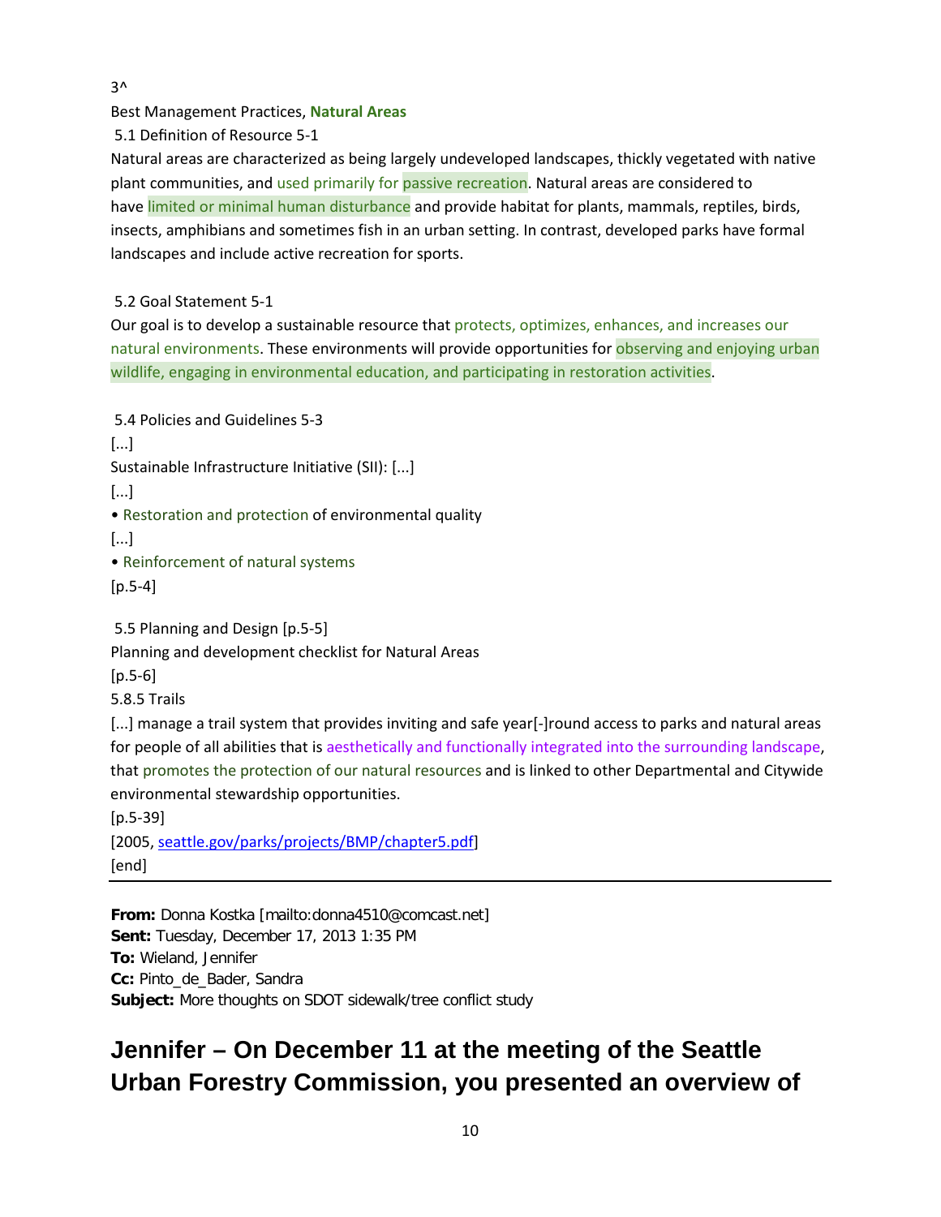3^

Best Management Practices, **Natural Areas**

5.1 Definition of Resource 5-1

Natural areas are characterized as being largely undeveloped landscapes, thickly vegetated with native plant communities, and used primarily for passive recreation. Natural areas are considered to have limited or minimal human disturbance and provide habitat for plants, mammals, reptiles, birds, insects, amphibians and sometimes fish in an urban setting. In contrast, developed parks have formal landscapes and include active recreation for sports.

5.2 Goal Statement 5-1

Our goal is to develop a sustainable resource that protects, optimizes, enhances, and increases our natural environments. These environments will provide opportunities for observing and enjoying urban wildlife, engaging in environmental education, and participating in restoration activities.

5.4 Policies and Guidelines 5-3

[...]

Sustainable Infrastructure Initiative (SII): [...]

[...]

• Restoration and protection of environmental quality

[...]

• Reinforcement of natural systems

[p.5-4]

5.5 Planning and Design [p.5-5]

Planning and development checklist for Natural Areas

[p.5-6]

5.8.5 Trails

[...] manage a trail system that provides inviting and safe year[-]round access to parks and natural areas for people of all abilities that is aesthetically and functionally integrated into the surrounding landscape, that promotes the protection of our natural resources and is linked to other Departmental and Citywide environmental stewardship opportunities.

[p.5-39]

[2005, seattle.gov/parks/projects/BMP/chapter5.pdf]

[end]

---

**From:** Donna Kostka [mailto:donna4510@comcast.net]
**Sent:** Tuesday, December 17, 2013 1:35 PM
**To:** Wieland, Jennifer
**Cc:** Pinto_de_Bader, Sandra
**Subject:** More thoughts on SDOT sidewalk/tree conflict study

## Jennifer – On December 11 at the meeting of the Seattle Urban Forestry Commission, you presented an overview of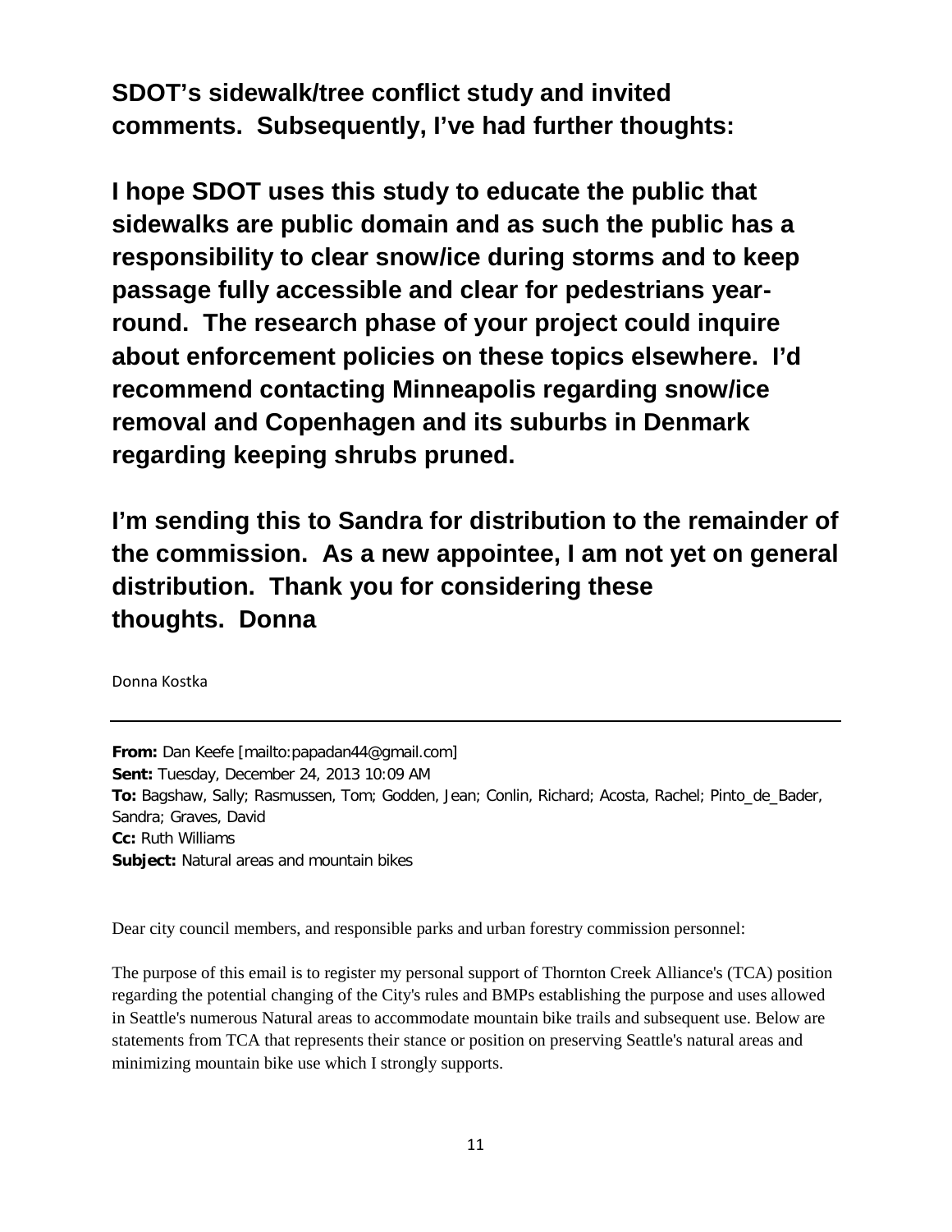**SDOT's sidewalk/tree conflict study and invited comments. Subsequently, I've had further thoughts:**

**I hope SDOT uses this study to educate the public that sidewalks are public domain and as such the public has a responsibility to clear snow/ice during storms and to keep passage fully accessible and clear for pedestrians year-round. The research phase of your project could inquire about enforcement policies on these topics elsewhere. I'd recommend contacting Minneapolis regarding snow/ice removal and Copenhagen and its suburbs in Denmark regarding keeping shrubs pruned.**

**I'm sending this to Sandra for distribution to the remainder of the commission. As a new appointee, I am not yet on general distribution. Thank you for considering these thoughts. Donna**

Donna Kostka

---

**From:** Dan Keefe [mailto:papadan44@gmail.com]
**Sent:** Tuesday, December 24, 2013 10:09 AM
**To:** Bagshaw, Sally; Rasmussen, Tom; Godden, Jean; Conlin, Richard; Acosta, Rachel; Pinto_de_Bader, Sandra; Graves, David
**Cc:** Ruth Williams
**Subject:** Natural areas and mountain bikes

Dear city council members, and responsible parks and urban forestry commission personnel:

The purpose of this email is to register my personal support of Thornton Creek Alliance's (TCA) position regarding the potential changing of the City's rules and BMPs establishing the purpose and uses allowed in Seattle's numerous Natural areas to accommodate mountain bike trails and subsequent use. Below are statements from TCA that represents their stance or position on preserving Seattle's natural areas and minimizing mountain bike use which I strongly supports.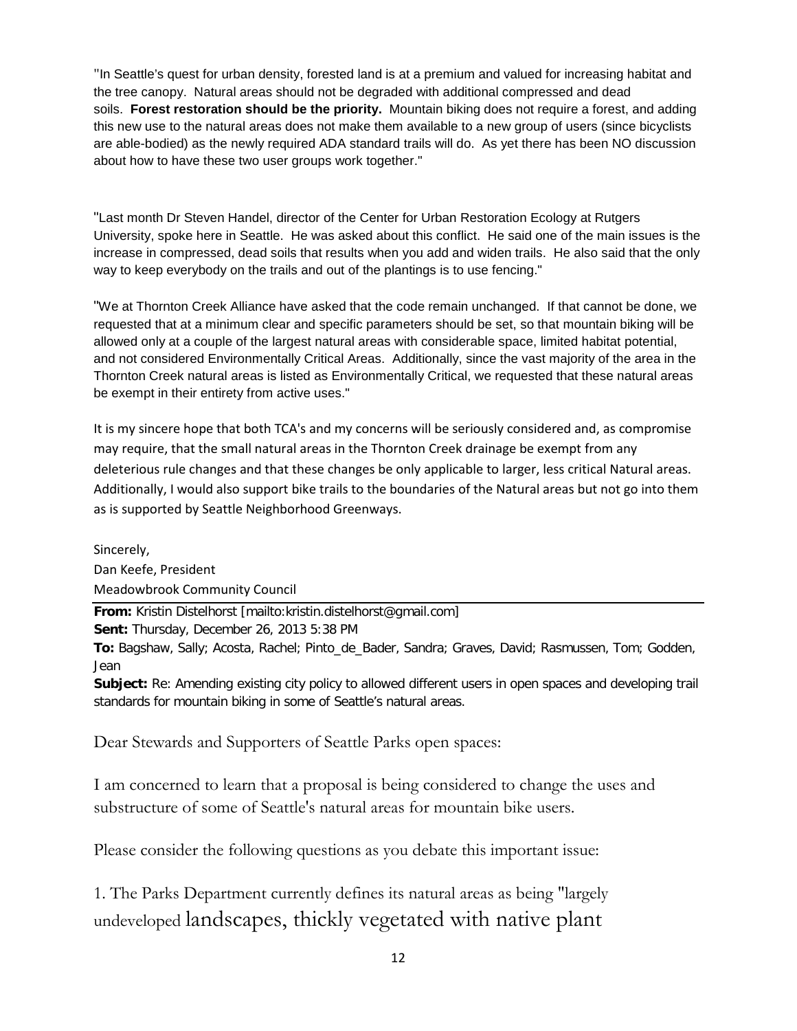"In Seattle's quest for urban density, forested land is at a premium and valued for increasing habitat and the tree canopy. Natural areas should not be degraded with additional compressed and dead soils. **Forest restoration should be the priority.** Mountain biking does not require a forest, and adding this new use to the natural areas does not make them available to a new group of users (since bicyclists are able-bodied) as the newly required ADA standard trails will do. As yet there has been NO discussion about how to have these two user groups work together."

"Last month Dr Steven Handel, director of the Center for Urban Restoration Ecology at Rutgers University, spoke here in Seattle. He was asked about this conflict. He said one of the main issues is the increase in compressed, dead soils that results when you add and widen trails. He also said that the only way to keep everybody on the trails and out of the plantings is to use fencing."

"We at Thornton Creek Alliance have asked that the code remain unchanged. If that cannot be done, we requested that at a minimum clear and specific parameters should be set, so that mountain biking will be allowed only at a couple of the largest natural areas with considerable space, limited habitat potential, and not considered Environmentally Critical Areas. Additionally, since the vast majority of the area in the Thornton Creek natural areas is listed as Environmentally Critical, we requested that these natural areas be exempt in their entirety from active uses."

It is my sincere hope that both TCA's and my concerns will be seriously considered and, as compromise may require, that the small natural areas in the Thornton Creek drainage be exempt from any deleterious rule changes and that these changes be only applicable to larger, less critical Natural areas. Additionally, I would also support bike trails to the boundaries of the Natural areas but not go into them as is supported by Seattle Neighborhood Greenways.

Sincerely,
Dan Keefe, President
Meadowbrook Community Council

---

**From:** Kristin Distelhorst [mailto:kristin.distelhorst@gmail.com]
**Sent:** Thursday, December 26, 2013 5:38 PM
**To:** Bagshaw, Sally; Acosta, Rachel; Pinto_de_Bader, Sandra; Graves, David; Rasmussen, Tom; Godden, Jean
**Subject:** Re: Amending existing city policy to allowed different users in open spaces and developing trail standards for mountain biking in some of Seattle's natural areas.

Dear Stewards and Supporters of Seattle Parks open spaces:

I am concerned to learn that a proposal is being considered to change the uses and substructure of some of Seattle's natural areas for mountain bike users.

Please consider the following questions as you debate this important issue:

1. The Parks Department currently defines its natural areas as being "largely undeveloped landscapes, thickly vegetated with native plant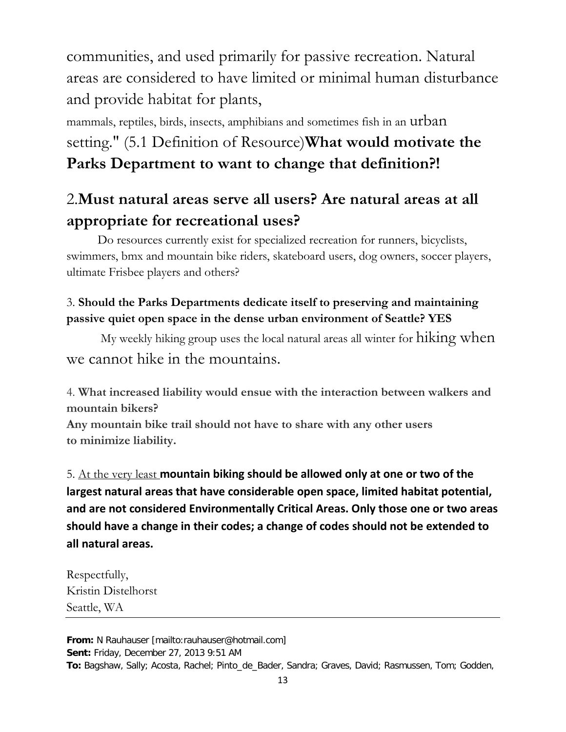communities, and used primarily for passive recreation. Natural areas are considered to have limited or minimal human disturbance and provide habitat for plants, mammals, reptiles, birds, insects, amphibians and sometimes fish in an urban setting." (5.1 Definition of Resource)**What would motivate the Parks Department to want to change that definition?!**

## 2.**Must natural areas serve all users? Are natural areas at all appropriate for recreational uses?**

Do resources currently exist for specialized recreation for runners, bicyclists, swimmers, bmx and mountain bike riders, skateboard users, dog owners, soccer players, ultimate Frisbee players and others?

3. **Should the Parks Departments dedicate itself to preserving and maintaining passive quiet open space in the dense urban environment of Seattle? YES**

My weekly hiking group uses the local natural areas all winter for hiking when we cannot hike in the mountains.

4. **What increased liability would ensue with the interaction between walkers and mountain bikers?**
**Any mountain bike trail should not have to share with any other users to minimize liability.**

5. <u>At the very least</u> **mountain biking should be allowed only at one or two of the largest natural areas that have considerable open space, limited habitat potential, and are not considered Environmentally Critical Areas. Only those one or two areas should have a change in their codes; a change of codes should not be extended to all natural areas.**

Respectfully,
Kristin Distelhorst
Seattle, WA

---

**From:** N Rauhauser [mailto:rauhauser@hotmail.com]
**Sent:** Friday, December 27, 2013 9:51 AM
**To:** Bagshaw, Sally; Acosta, Rachel; Pinto_de_Bader, Sandra; Graves, David; Rasmussen, Tom; Godden,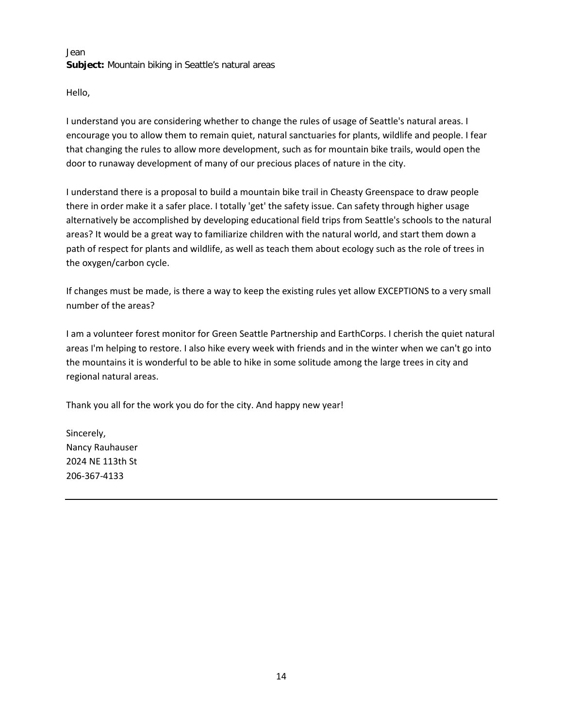Jean
**Subject:** Mountain biking in Seattle's natural areas

Hello,

I understand you are considering whether to change the rules of usage of Seattle's natural areas. I encourage you to allow them to remain quiet, natural sanctuaries for plants, wildlife and people. I fear that changing the rules to allow more development, such as for mountain bike trails, would open the door to runaway development of many of our precious places of nature in the city.

I understand there is a proposal to build a mountain bike trail in Cheasty Greenspace to draw people there in order make it a safer place. I totally 'get' the safety issue. Can safety through higher usage alternatively be accomplished by developing educational field trips from Seattle's schools to the natural areas? It would be a great way to familiarize children with the natural world, and start them down a path of respect for plants and wildlife, as well as teach them about ecology such as the role of trees in the oxygen/carbon cycle.

If changes must be made, is there a way to keep the existing rules yet allow EXCEPTIONS to a very small number of the areas?

I am a volunteer forest monitor for Green Seattle Partnership and EarthCorps. I cherish the quiet natural areas I'm helping to restore. I also hike every week with friends and in the winter when we can't go into the mountains it is wonderful to be able to hike in some solitude among the large trees in city and regional natural areas.

Thank you all for the work you do for the city. And happy new year!

Sincerely,
Nancy Rauhauser
2024 NE 113th St
206-367-4133

---